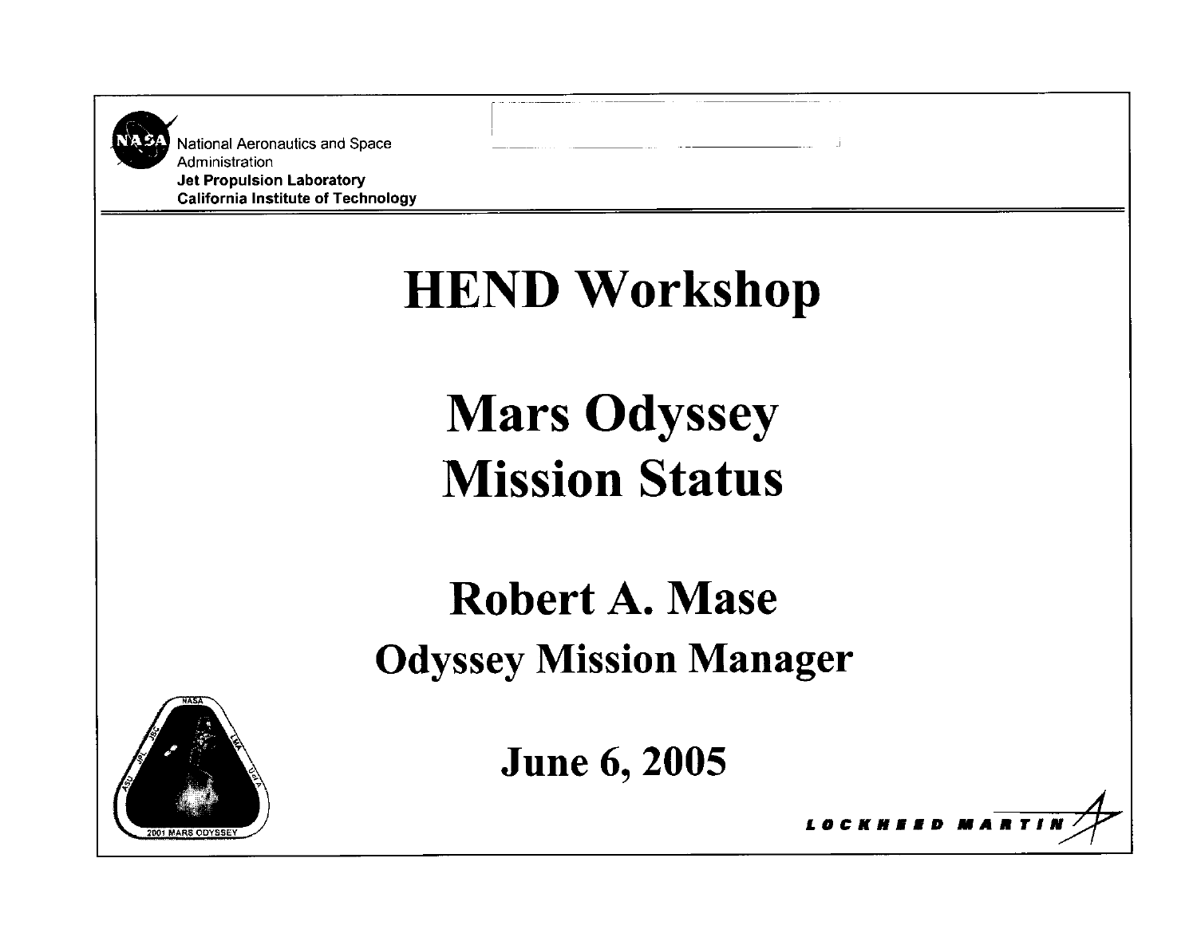National Aeronautics and Space Administration
**Jet Propulsion Laboratory**
**California Institute of Technology**

# HEND Workshop

# Mars Odyssey Mission Status

## Robert A. Mase

### Odyssey Mission Manager

### June 6, 2005

LOCKHEED MARTIN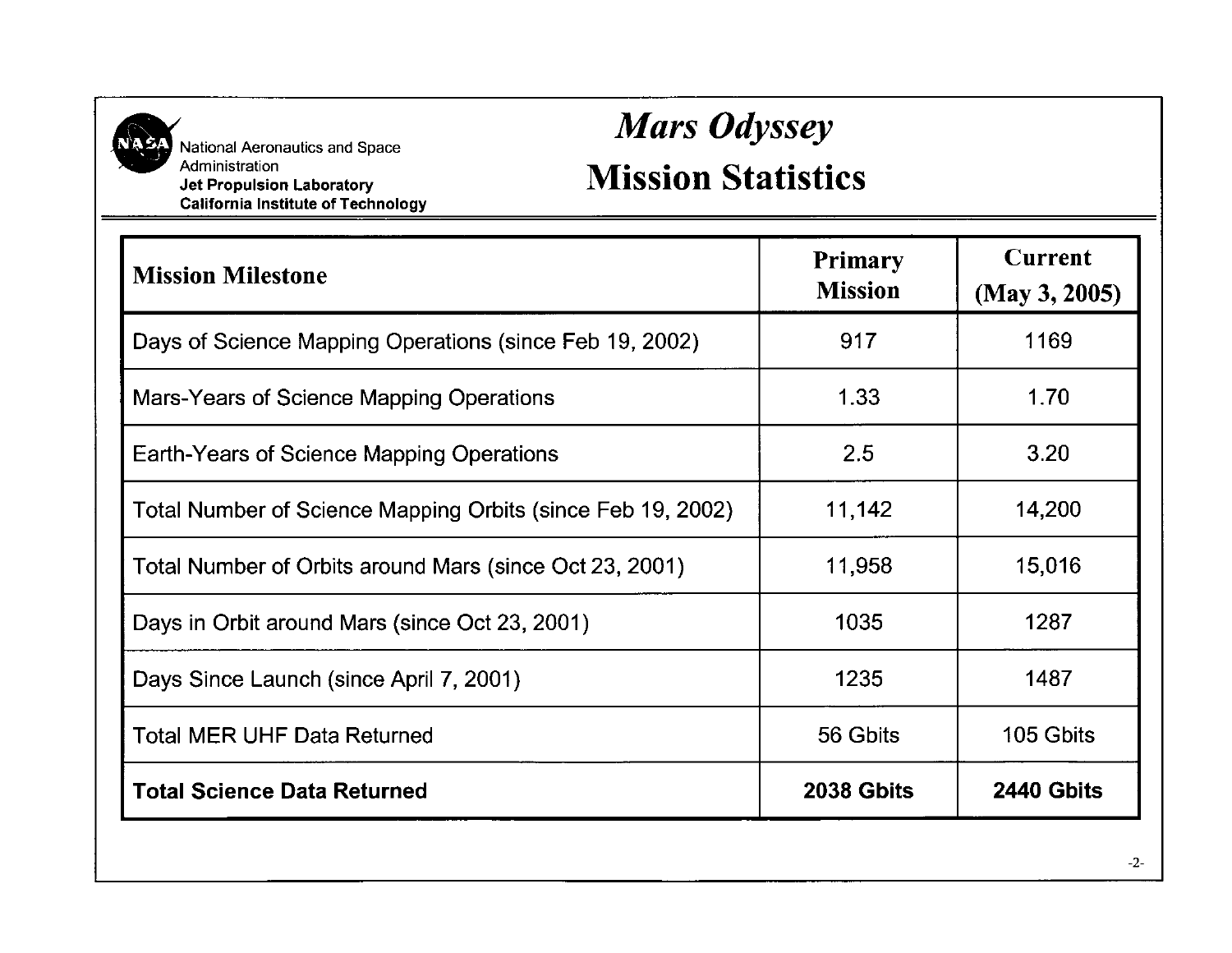National Aeronautics and Space Administration
**Jet Propulsion Laboratory**
**California Institute of Technology**

# *Mars Odyssey*
# Mission Statistics

| Mission Milestone | Primary Mission | Current (May 3, 2005) |
|---|---|---|
| Days of Science Mapping Operations (since Feb 19, 2002) | 917 | 1169 |
| Mars-Years of Science Mapping Operations | 1.33 | 1.70 |
| Earth-Years of Science Mapping Operations | 2.5 | 3.20 |
| Total Number of Science Mapping Orbits (since Feb 19, 2002) | 11,142 | 14,200 |
| Total Number of Orbits around Mars (since Oct 23, 2001) | 11,958 | 15,016 |
| Days in Orbit around Mars (since Oct 23, 2001) | 1035 | 1287 |
| Days Since Launch (since April 7, 2001) | 1235 | 1487 |
| Total MER UHF Data Returned | 56 Gbits | 105 Gbits |
| **Total Science Data Returned** | **2038 Gbits** | **2440 Gbits** |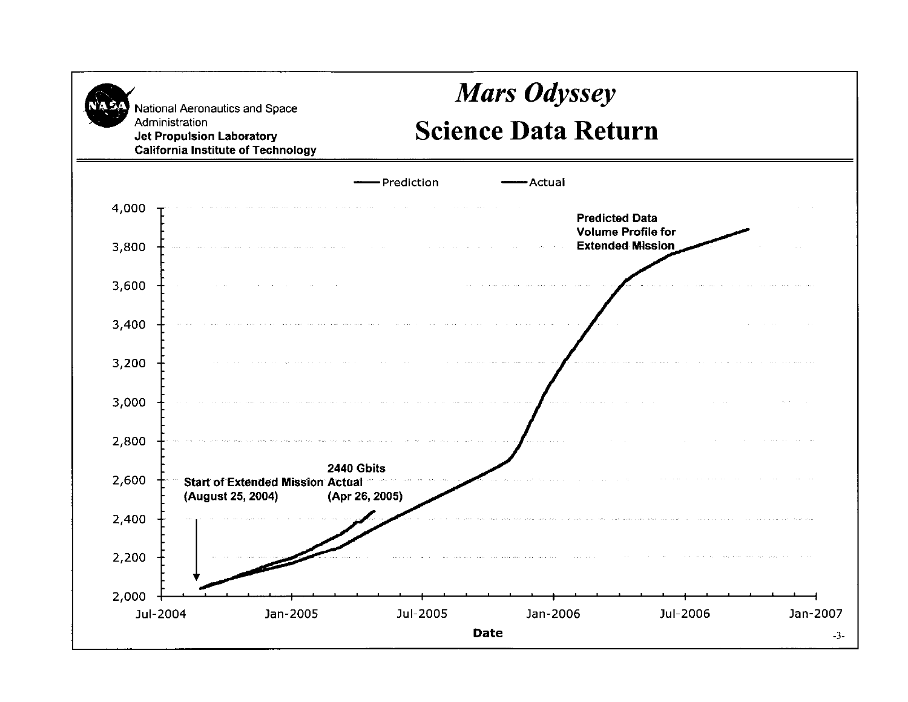National Aeronautics and Space Administration
**Jet Propulsion Laboratory**
**California Institute of Technology**

# *Mars Odyssey*
# Science Data Return

Prediction — Actual

**Predicted Data Volume Profile for Extended Mission**

**2440 Gbits Actual (Apr 26, 2005)**

**Start of Extended Mission (August 25, 2004)**

Y-axis: 2,000 – 4,000

X-axis (**Date**): Jul-2004, Jan-2005, Jul-2005, Jan-2006, Jul-2006, Jan-2007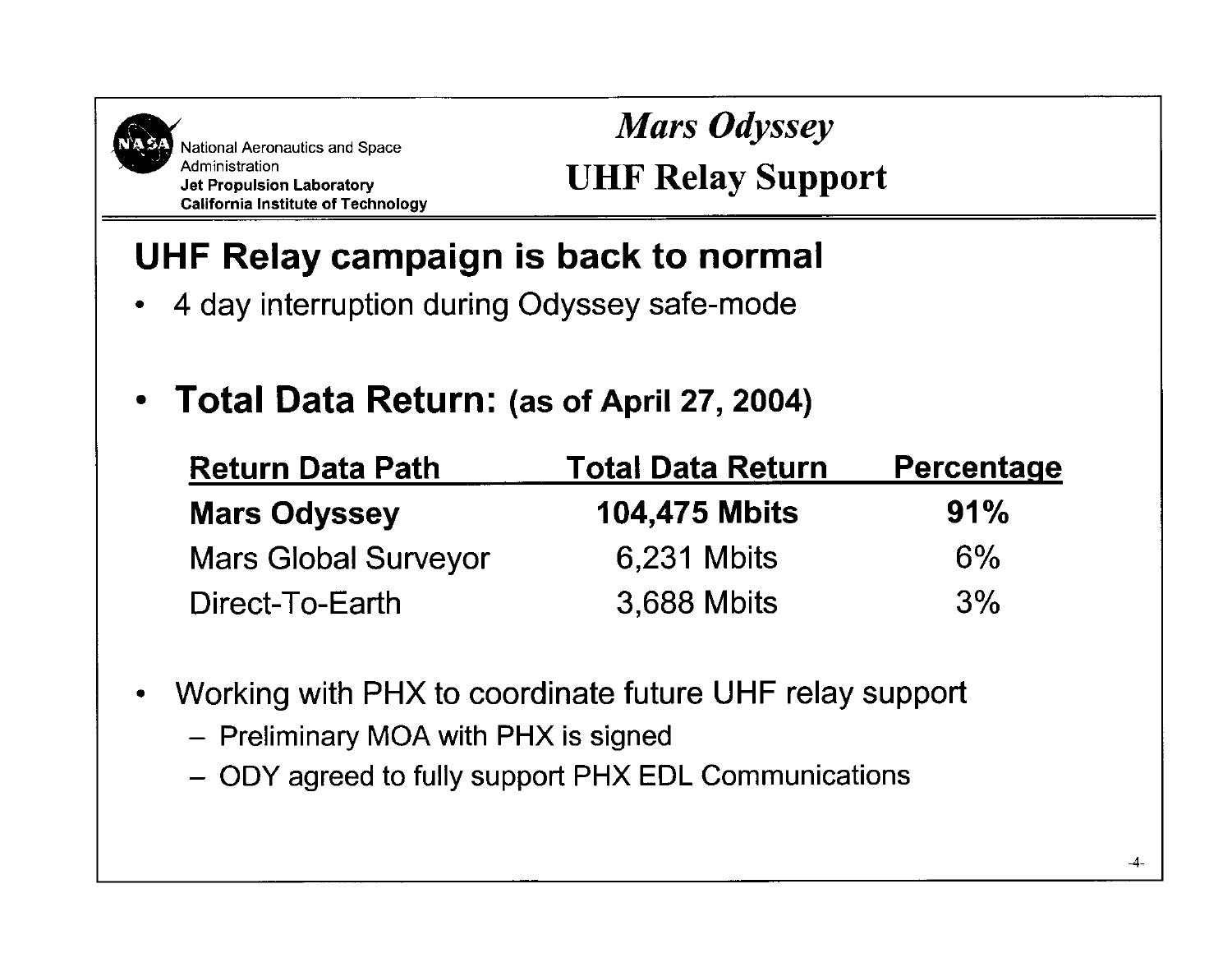National Aeronautics and Space Administration
**Jet Propulsion Laboratory**
**California Institute of Technology**

# *Mars Odyssey*
# UHF Relay Support

## UHF Relay campaign is back to normal

- 4 day interruption during Odyssey safe-mode

- **Total Data Return: (as of April 27, 2004)**

| Return Data Path | Total Data Return | Percentage |
|---|---|---|
| **Mars Odyssey** | **104,475 Mbits** | **91%** |
| Mars Global Surveyor | 6,231 Mbits | 6% |
| Direct-To-Earth | 3,688 Mbits | 3% |

- Working with PHX to coordinate future UHF relay support
  - Preliminary MOA with PHX is signed
  - ODY agreed to fully support PHX EDL Communications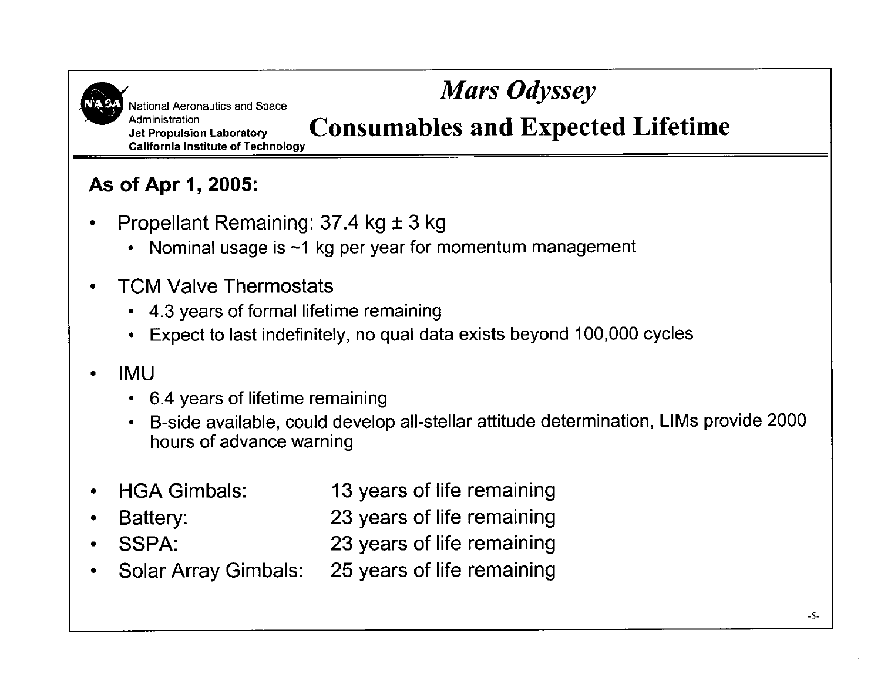National Aeronautics and Space Administration
**Jet Propulsion Laboratory**
**California Institute of Technology**

# *Mars Odyssey*
## Consumables and Expected Lifetime

**As of Apr 1, 2005:**

- Propellant Remaining: 37.4 kg ± 3 kg
  - Nominal usage is ~1 kg per year for momentum management
- TCM Valve Thermostats
  - 4.3 years of formal lifetime remaining
  - Expect to last indefinitely, no qual data exists beyond 100,000 cycles
- IMU
  - 6.4 years of lifetime remaining
  - B-side available, could develop all-stellar attitude determination, LIMs provide 2000 hours of advance warning
- HGA Gimbals: 13 years of life remaining
- Battery: 23 years of life remaining
- SSPA: 23 years of life remaining
- Solar Array Gimbals: 25 years of life remaining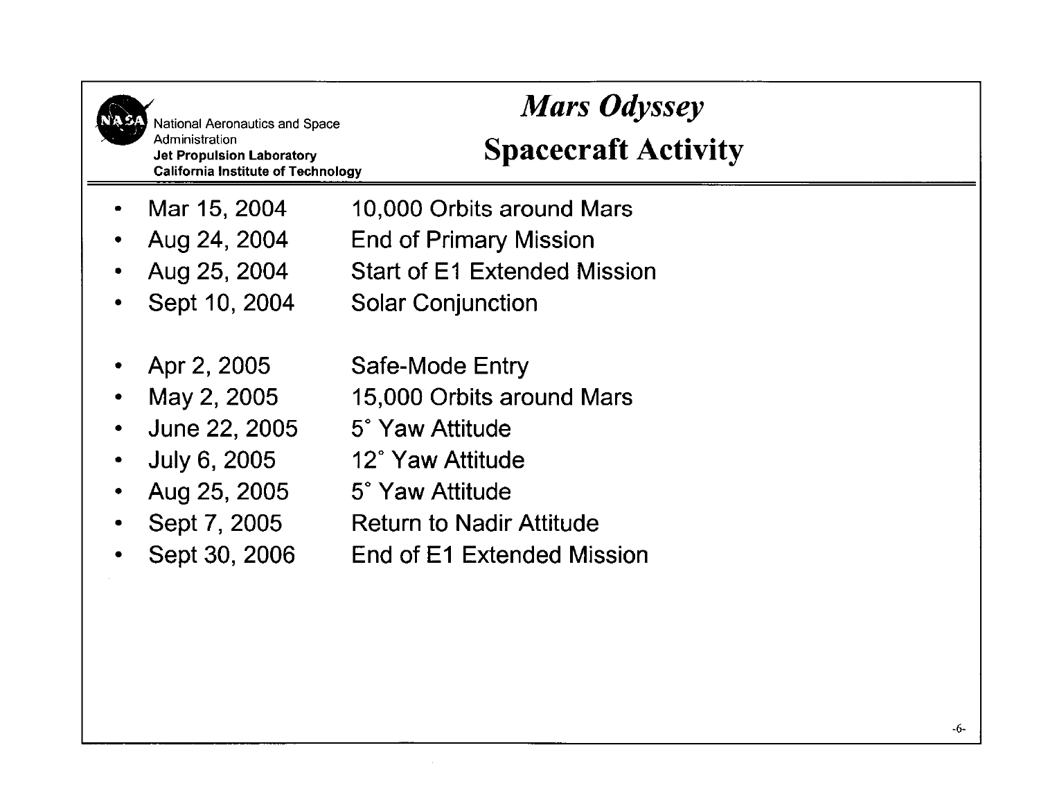National Aeronautics and Space Administration
**Jet Propulsion Laboratory**
**California Institute of Technology**

# *Mars Odyssey*
# Spacecraft Activity

- Mar 15, 2004 — 10,000 Orbits around Mars
- Aug 24, 2004 — End of Primary Mission
- Aug 25, 2004 — Start of E1 Extended Mission
- Sept 10, 2004 — Solar Conjunction

- Apr 2, 2005 — Safe-Mode Entry
- May 2, 2005 — 15,000 Orbits around Mars
- June 22, 2005 — 5° Yaw Attitude
- July 6, 2005 — 12° Yaw Attitude
- Aug 25, 2005 — 5° Yaw Attitude
- Sept 7, 2005 — Return to Nadir Attitude
- Sept 30, 2006 — End of E1 Extended Mission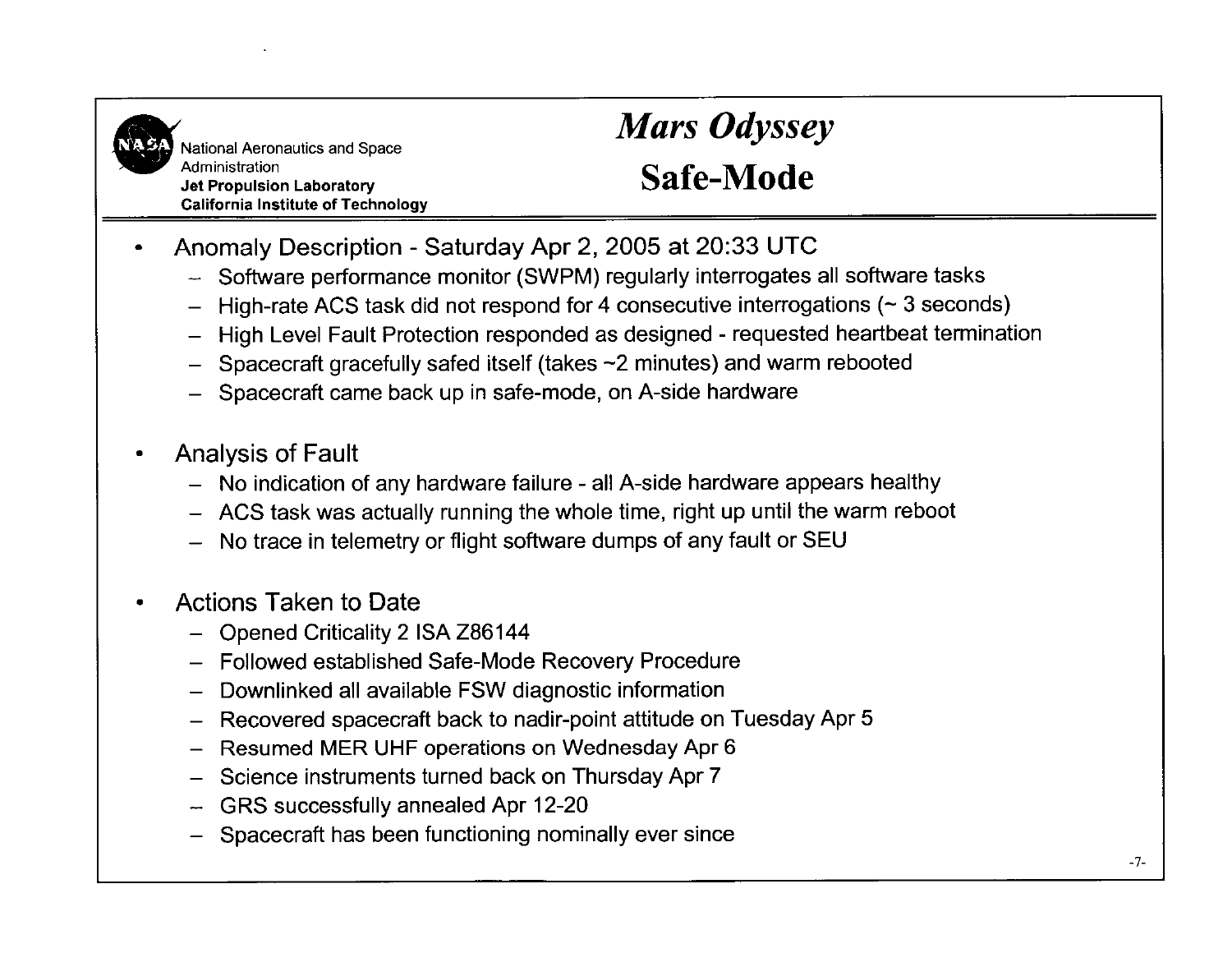# Mars Odyssey Safe-Mode

- Anomaly Description - Saturday Apr 2, 2005 at 20:33 UTC
  - Software performance monitor (SWPM) regularly interrogates all software tasks
  - High-rate ACS task did not respond for 4 consecutive interrogations (~ 3 seconds)
  - High Level Fault Protection responded as designed - requested heartbeat termination
  - Spacecraft gracefully safed itself (takes ~2 minutes) and warm rebooted
  - Spacecraft came back up in safe-mode, on A-side hardware

- Analysis of Fault
  - No indication of any hardware failure - all A-side hardware appears healthy
  - ACS task was actually running the whole time, right up until the warm reboot
  - No trace in telemetry or flight software dumps of any fault or SEU

- Actions Taken to Date
  - Opened Criticality 2 ISA Z86144
  - Followed established Safe-Mode Recovery Procedure
  - Downlinked all available FSW diagnostic information
  - Recovered spacecraft back to nadir-point attitude on Tuesday Apr 5
  - Resumed MER UHF operations on Wednesday Apr 6
  - Science instruments turned back on Thursday Apr 7
  - GRS successfully annealed Apr 12-20
  - Spacecraft has been functioning nominally ever since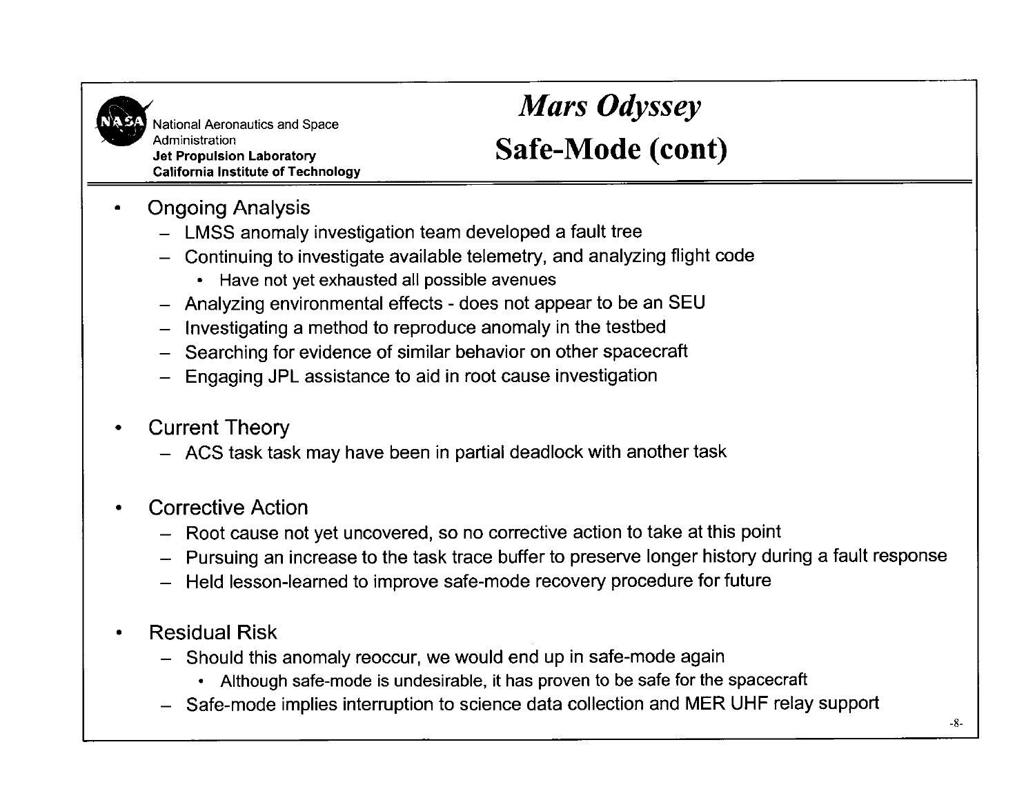# *Mars Odyssey* Safe-Mode (cont)

- Ongoing Analysis
  - LMSS anomaly investigation team developed a fault tree
  - Continuing to investigate available telemetry, and analyzing flight code
    - Have not yet exhausted all possible avenues
  - Analyzing environmental effects - does not appear to be an SEU
  - Investigating a method to reproduce anomaly in the testbed
  - Searching for evidence of similar behavior on other spacecraft
  - Engaging JPL assistance to aid in root cause investigation

- Current Theory
  - ACS task task may have been in partial deadlock with another task

- Corrective Action
  - Root cause not yet uncovered, so no corrective action to take at this point
  - Pursuing an increase to the task trace buffer to preserve longer history during a fault response
  - Held lesson-learned to improve safe-mode recovery procedure for future

- Residual Risk
  - Should this anomaly reoccur, we would end up in safe-mode again
    - Although safe-mode is undesirable, it has proven to be safe for the spacecraft
  - Safe-mode implies interruption to science data collection and MER UHF relay support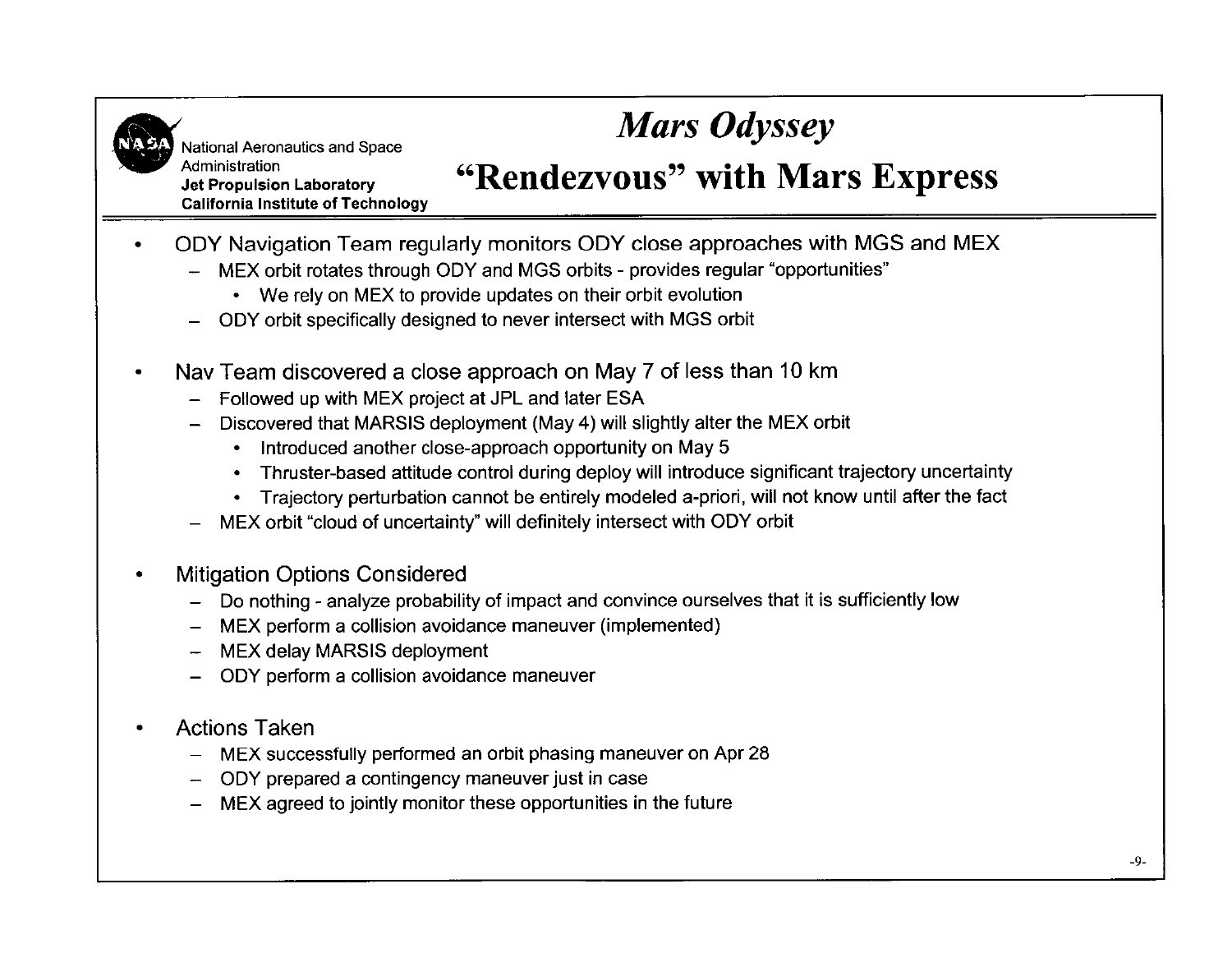# *Mars Odyssey*

## "Rendezvous" with Mars Express

National Aeronautics and Space Administration
**Jet Propulsion Laboratory**
**California Institute of Technology**

- ODY Navigation Team regularly monitors ODY close approaches with MGS and MEX
  - MEX orbit rotates through ODY and MGS orbits - provides regular "opportunities"
    - We rely on MEX to provide updates on their orbit evolution
  - ODY orbit specifically designed to never intersect with MGS orbit

- Nav Team discovered a close approach on May 7 of less than 10 km
  - Followed up with MEX project at JPL and later ESA
  - Discovered that MARSIS deployment (May 4) will slightly alter the MEX orbit
    - Introduced another close-approach opportunity on May 5
    - Thruster-based attitude control during deploy will introduce significant trajectory uncertainty
    - Trajectory perturbation cannot be entirely modeled a-priori, will not know until after the fact
  - MEX orbit "cloud of uncertainty" will definitely intersect with ODY orbit

- Mitigation Options Considered
  - Do nothing - analyze probability of impact and convince ourselves that it is sufficiently low
  - MEX perform a collision avoidance maneuver (implemented)
  - MEX delay MARSIS deployment
  - ODY perform a collision avoidance maneuver

- Actions Taken
  - MEX successfully performed an orbit phasing maneuver on Apr 28
  - ODY prepared a contingency maneuver just in case
  - MEX agreed to jointly monitor these opportunities in the future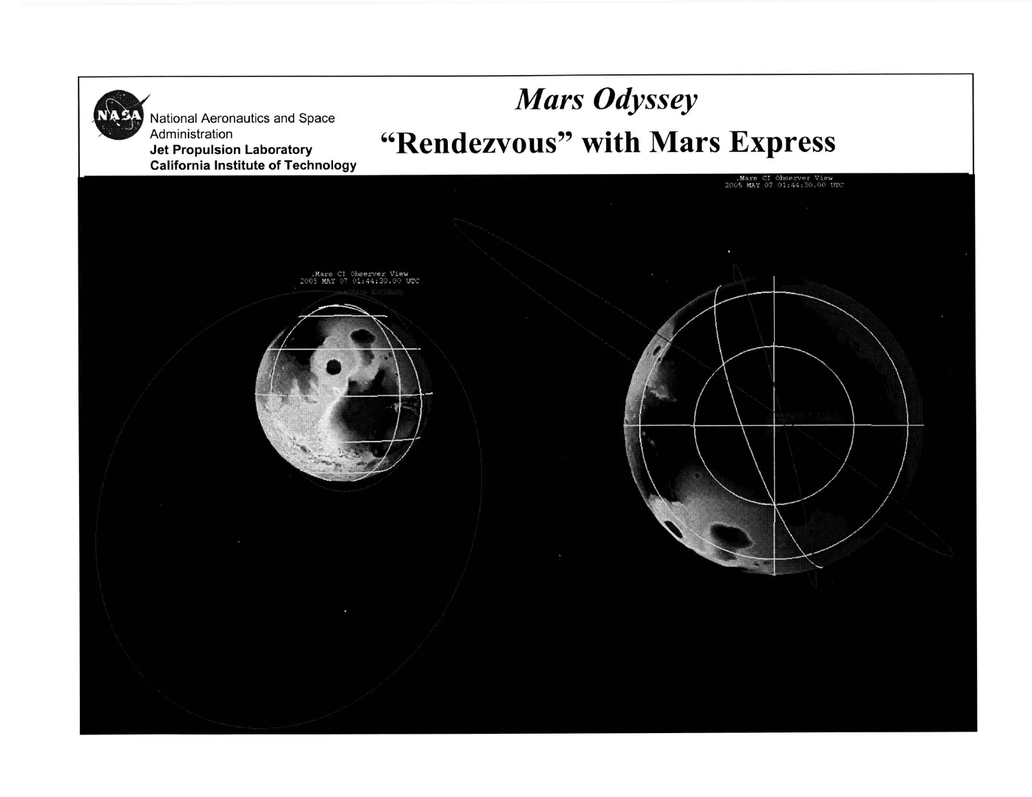National Aeronautics and Space Administration
**Jet Propulsion Laboratory**
**California Institute of Technology**

# *Mars Odyssey*

# "Rendezvous" with Mars Express

.Mars CI Observer View
2005 MAY 07 01:44:30.00 UTC

.Mars CI Observer View
2005 MAY 07 01:44:30.00 UTC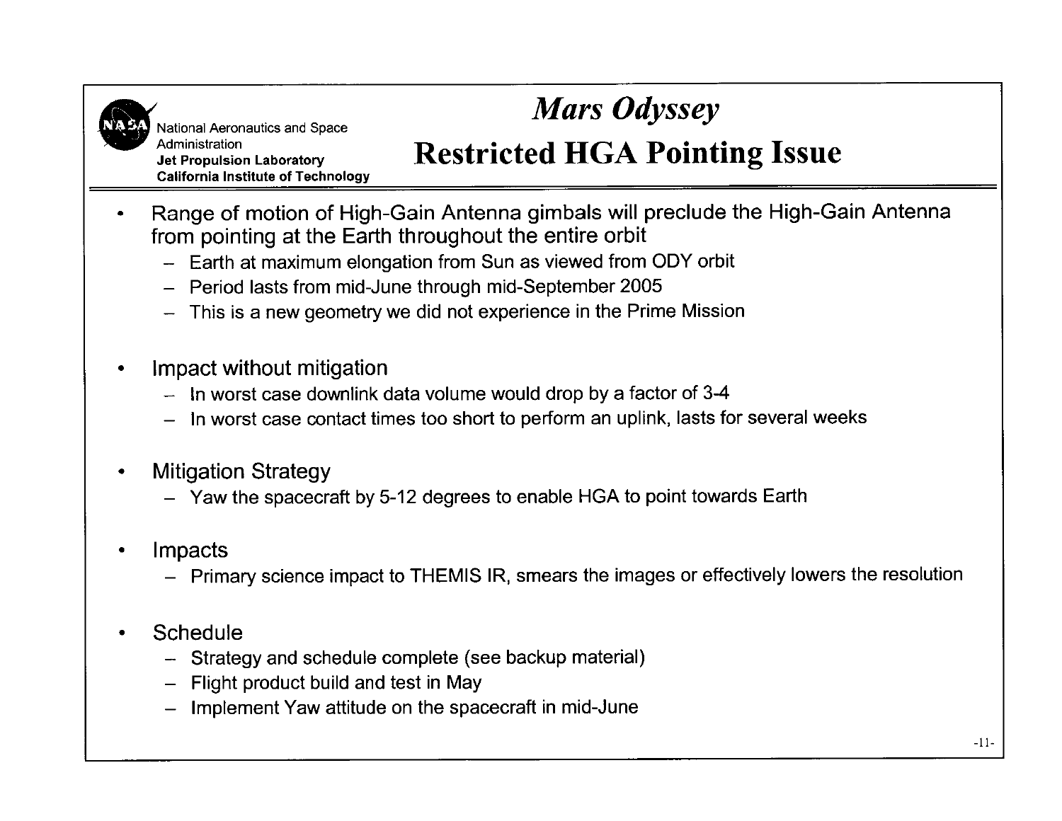National Aeronautics and Space Administration
**Jet Propulsion Laboratory**
**California Institute of Technology**

# *Mars Odyssey*
# Restricted HGA Pointing Issue

- Range of motion of High-Gain Antenna gimbals will preclude the High-Gain Antenna from pointing at the Earth throughout the entire orbit
  - Earth at maximum elongation from Sun as viewed from ODY orbit
  - Period lasts from mid-June through mid-September 2005
  - This is a new geometry we did not experience in the Prime Mission
- Impact without mitigation
  - In worst case downlink data volume would drop by a factor of 3-4
  - In worst case contact times too short to perform an uplink, lasts for several weeks
- Mitigation Strategy
  - Yaw the spacecraft by 5-12 degrees to enable HGA to point towards Earth
- Impacts
  - Primary science impact to THEMIS IR, smears the images or effectively lowers the resolution
- Schedule
  - Strategy and schedule complete (see backup material)
  - Flight product build and test in May
  - Implement Yaw attitude on the spacecraft in mid-June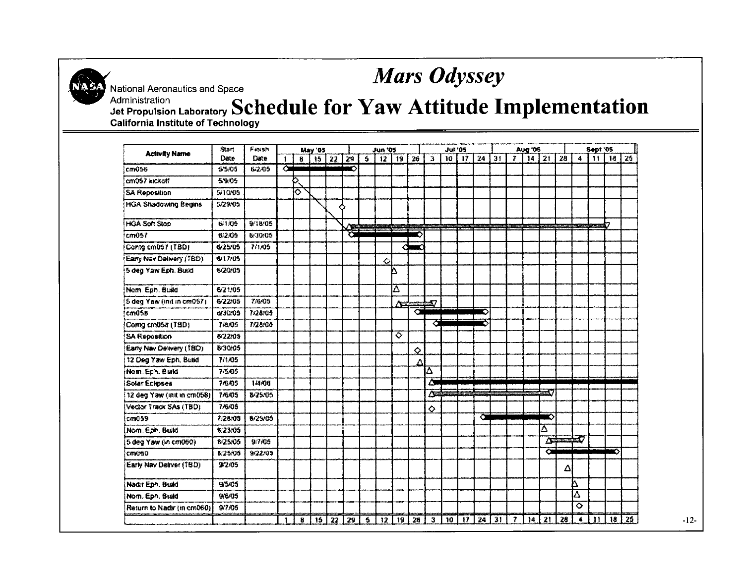# Mars Odyssey

National Aeronautics and Space Administration
Jet Propulsion Laboratory
California Institute of Technology

## Schedule for Yaw Attitude Implementation

| Activity Name | Start Date | Finish Date |
|---|---|---|
| cm056 | 5/5/05 | 6/2/05 |
| cm057 kickoff | 5/9/05 | |
| SA Reposition | 5/10/05 | |
| HGA Shadowing Begins | 5/29/05 | |
| HGA Soft Stop | 6/1/05 | 9/18/05 |
| cm057 | 6/2/05 | 6/30/05 |
| Config cm057 (TBD) | 6/25/05 | 7/1/05 |
| Early Nav Delivery (TBD) | 6/17/05 | |
| 5 deg Yaw Eph. Build | 6/20/05 | |
| Nom. Eph. Build | 6/21/05 | |
| 5 deg Yaw (init in cm057) | 6/22/05 | 7/6/05 |
| cm058 | 6/30/05 | 7/28/05 |
| Config cm058 (TBD) | 7/8/05 | 7/28/05 |
| SA Reposition | 6/22/05 | |
| Early Nav Delivery (TBD) | 6/30/05 | |
| 12 Deg Yaw Eph. Build | 7/1/05 | |
| Nom. Eph. Build | 7/5/05 | |
| Solar Eclipses | 7/6/05 | 1/4/06 |
| 12 deg Yaw (init in cm058) | 7/6/05 | 8/25/05 |
| Vector Track SAs (TBD) | 7/6/05 | |
| cm059 | 7/28/05 | 8/25/05 |
| Nom. Eph. Build | 8/23/05 | |
| 5 deg Yaw (in cm060) | 8/25/05 | 9/7/05 |
| cm060 | 8/25/05 | 9/22/05 |
| Early Nav Deliver (TBD) | 9/2/05 | |
| Nadir Eph. Build | 9/5/05 | |
| Nom. Eph. Build | 9/6/05 | |
| Return to Nadir (in cm060) | 9/7/05 | |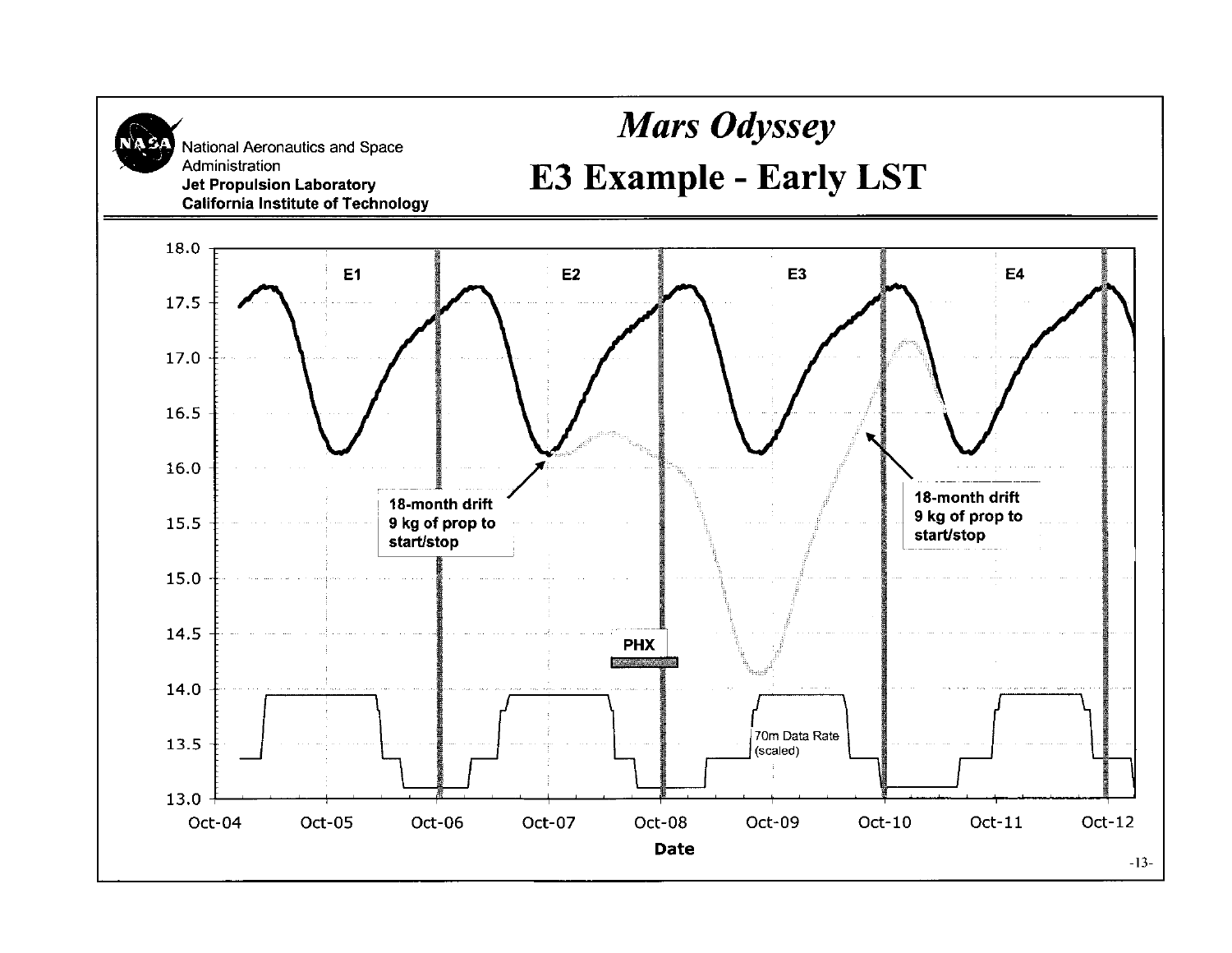# Mars Odyssey

## E3 Example - Early LST

National Aeronautics and Space Administration
**Jet Propulsion Laboratory**
**California Institute of Technology**

E1 E2 E3 E4

18-month drift
9 kg of prop to start/stop

18-month drift
9 kg of prop to start/stop

PHX

70m Data Rate (scaled)

Date

Oct-04 Oct-05 Oct-06 Oct-07 Oct-08 Oct-09 Oct-10 Oct-11 Oct-12

18.0 17.5 17.0 16.5 16.0 15.5 15.0 14.5 14.0 13.5 13.0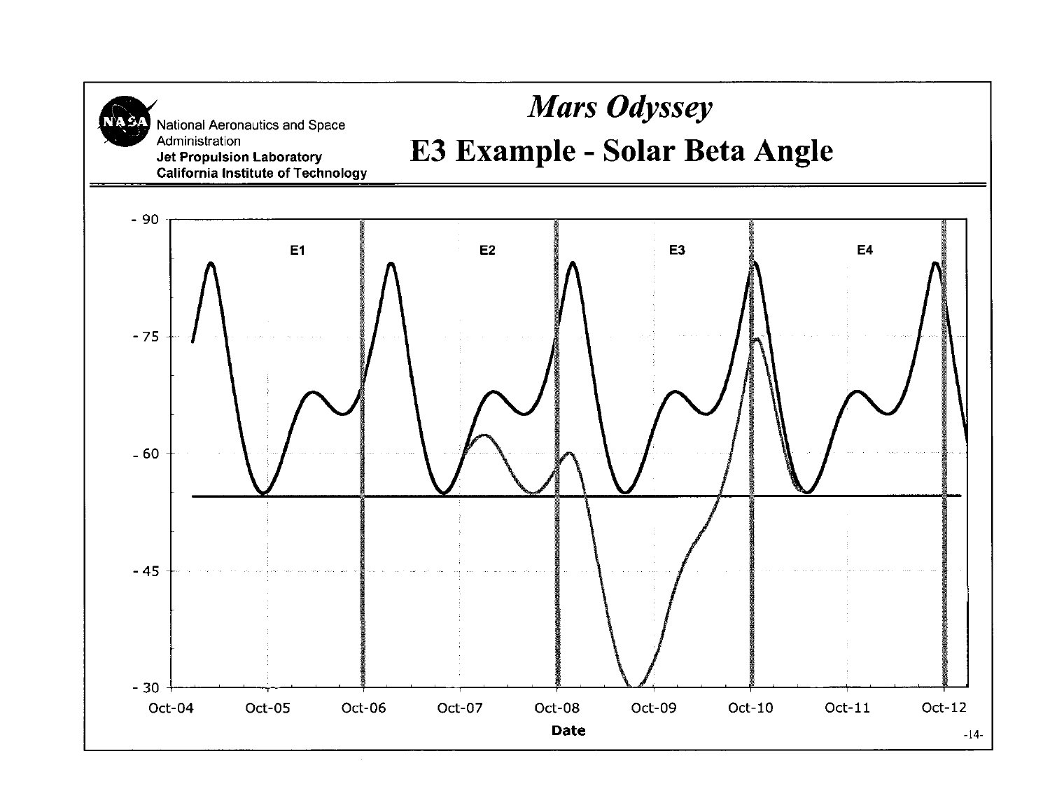National Aeronautics and Space Administration
**Jet Propulsion Laboratory**
**California Institute of Technology**

# *Mars Odyssey*
# E3 Example - Solar Beta Angle

E1 | E2 | E3 | E4

- 90
- 75
- 60
- 45
- 30

Oct-04 | Oct-05 | Oct-06 | Oct-07 | Oct-08 | Oct-09 | Oct-10 | Oct-11 | Oct-12

**Date**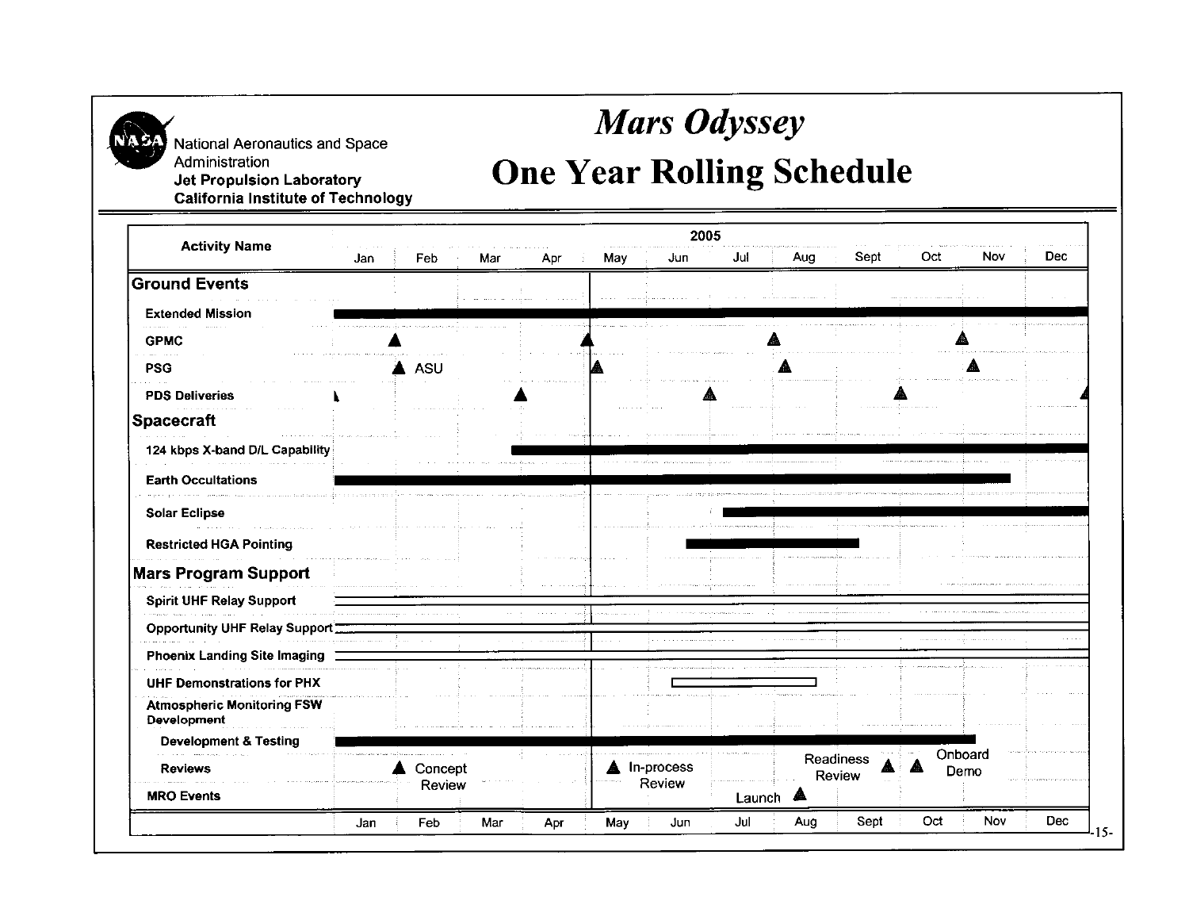National Aeronautics and Space Administration
**Jet Propulsion Laboratory**
**California Institute of Technology**

# *Mars Odyssey*
# One Year Rolling Schedule

| Activity Name | 2005 Jan | Feb | Mar | Apr | May | Jun | Jul | Aug | Sept | Oct | Nov | Dec |
|---|---|---|---|---|---|---|---|---|---|---|---|---|
| **Ground Events** | | | | | | | | | | | | |
| Extended Mission | ■ | ■ | ■ | ■ | ■ | ■ | ■ | ■ | ■ | ■ | ■ | ■ |
| GPMC | | ▲ | | ▲ | | | ▲ | | | ▲ | | |
| PSG | | ▲ ASU | | | ▲ | | | ▲ | | | ▲ | |
| PDS Deliveries | ▲ | | ▲ | | | ▲ | | | ▲ | | | ▲ |
| **Spacecraft** | | | | | | | | | | | | |
| 124 kbps X-band D/L Capability | | | ■ | ■ | ■ | ■ | ■ | ■ | ■ | ■ | ■ | ■ |
| Earth Occultations | ■ | ■ | ■ | ■ | ■ | ■ | ■ | ■ | ■ | ■ | ■ | |
| Solar Eclipse | | | | | | | ■ | ■ | ■ | ■ | ■ | ■ |
| Restricted HGA Pointing | | | | | | ■ | ■ | ■ | | | | |
| **Mars Program Support** | | | | | | | | | | | | |
| Spirit UHF Relay Support | □ | □ | □ | □ | □ | □ | □ | □ | □ | □ | □ | □ |
| Opportunity UHF Relay Support | □ | □ | □ | □ | □ | □ | □ | □ | □ | □ | □ | □ |
| Phoenix Landing Site Imaging | □ | □ | □ | □ | □ | □ | □ | □ | □ | □ | □ | □ |
| UHF Demonstrations for PHX | | | | | | □ | □ | □ | | | | |
| Atmospheric Monitoring FSW Development | | | | | | | | | | | | |
| Development & Testing | ■ | ■ | ■ | ■ | ■ | ■ | ■ | ■ | ■ | ■ | | |
| Reviews | | ▲ Concept Review | | | ▲ In-process Review | | | | Readiness Review ▲ | ▲ Onboard Demo | | |
| MRO Events | | | | | | | Launch | ▲ | | | | |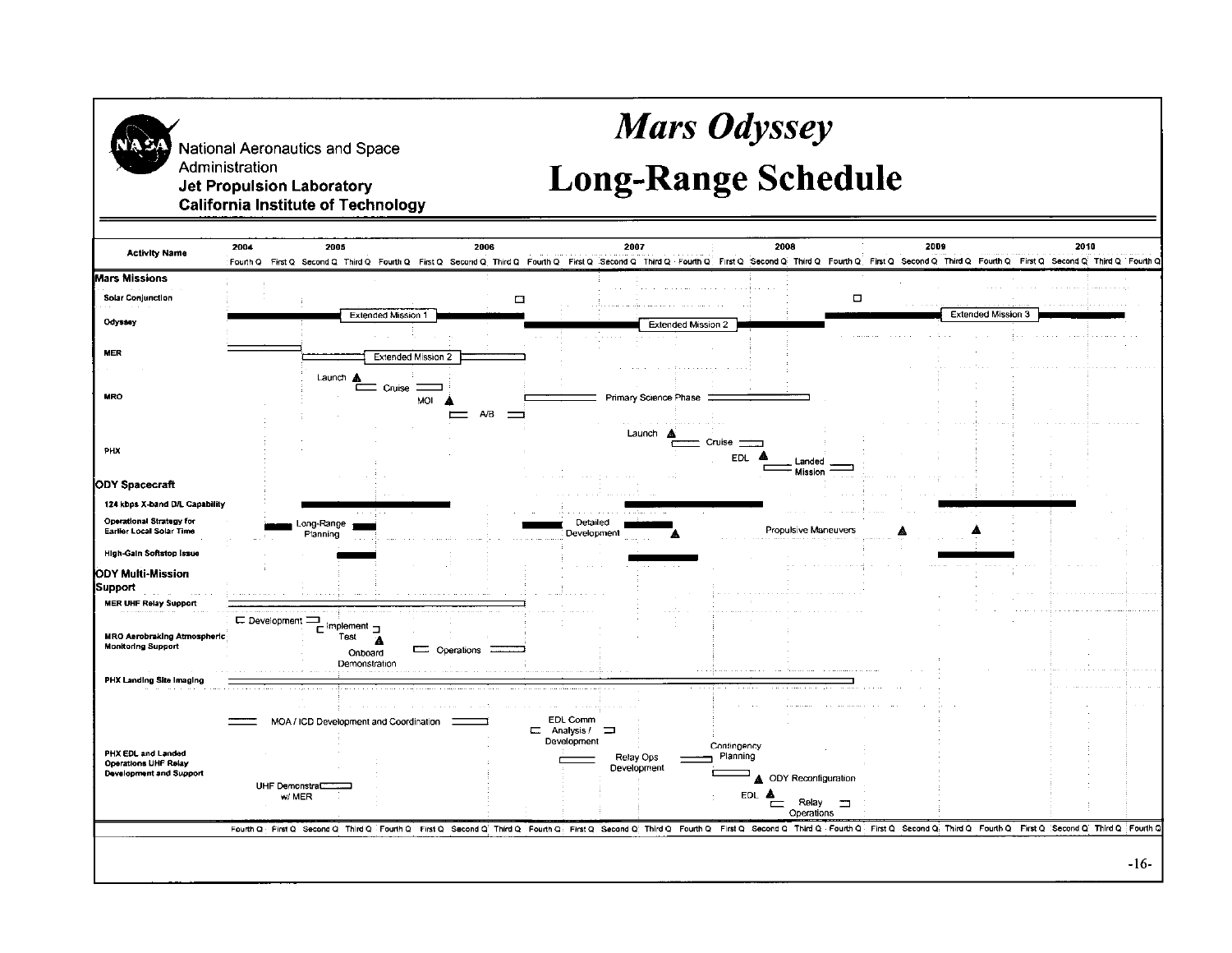National Aeronautics and Space Administration
**Jet Propulsion Laboratory**
**California Institute of Technology**

# *Mars Odyssey*
# Long-Range Schedule

Activity Name

2004 2005 2006 2007 2008 2009 2010

Fourth Q First Q Second Q Third Q Fourth Q First Q Second Q Third Q Fourth Q First Q Second Q Third Q Fourth Q First Q Second Q Third Q Fourth Q First Q Second Q Third Q Fourth Q First Q Second Q Third Q Fourth Q

**Mars Missions**

Solar Conjunction

Odyssey

Extended Mission 1

Extended Mission 2

Extended Mission 3

MER

Extended Mission 2

MRO

Launch

Cruise

MOI

A/B

Primary Science Phase

PHX

Launch

Cruise

EDL

Landed Mission

**ODY Spacecraft**

124 kbps X-band D/L Capability

Operational Strategy for Earlier Local Solar Time

Long-Range Planning

Detailed Development

Propulsive Maneuvers

High-Gain Softstop Issue

**ODY Multi-Mission Support**

MER UHF Relay Support

MRO Aerobraking Atmospheric Monitoring Support

Development

Implement

Test

Onboard Demonstration

Operations

PHX Landing Site Imaging

PHX EDL and Landed Operations UHF Relay Development and Support

MOA / ICD Development and Coordination

EDL Comm Analysis / Development

Relay Ops Development

Contingency Planning

ODY Reconfiguration

UHF Demonstration w/ MER

EDL

Relay Operations

Fourth Q First Q Second Q Third Q Fourth Q First Q Second Q Third Q Fourth Q First Q Second Q Third Q Fourth Q First Q Second Q Third Q Fourth Q First Q Second Q Third Q Fourth Q First Q Second Q Third Q Fourth Q